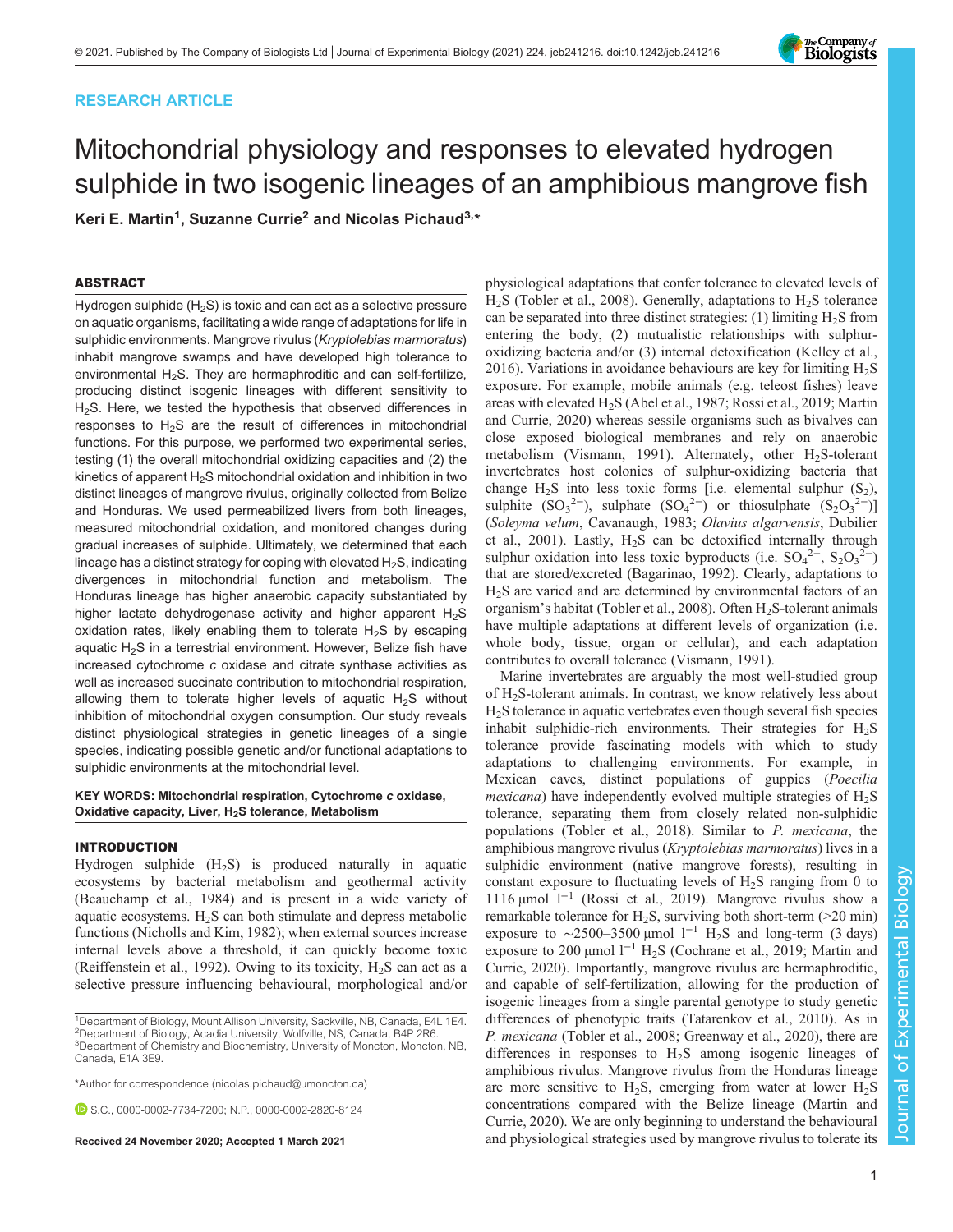RESEARCH ARTICLE

# Mitochondrial physiology and responses to elevated hydrogen sulphide in two isogenic lineages of an amphibious mangrove fish

Keri E. Martin[1], Suzanne Currie[2] and Nicolas Pichaud[3,*]

## ABSTRACT

Hydrogen sulphide ($H_2S$) is toxic and can act as a selective pressure on aquatic organisms, facilitating a wide range of adaptations for life in sulphidic environments. Mangrove rivulus (*Kryptolebias marmoratus*) inhabit mangrove swamps and have developed high tolerance to environmental $H_2S$. They are hermaphroditic and can self-fertilize, producing distinct isogenic lineages with different sensitivity to $H_2S$. Here, we tested the hypothesis that observed differences in responses to $H_2S$ are the result of differences in mitochondrial functions. For this purpose, we performed two experimental series, testing (1) the overall mitochondrial oxidizing capacities and (2) the kinetics of apparent $H_2S$ mitochondrial oxidation and inhibition in two distinct lineages of mangrove rivulus, originally collected from Belize and Honduras. We used permeabilized livers from both lineages, measured mitochondrial oxidation, and monitored changes during gradual increases of sulphide. Ultimately, we determined that each lineage has a distinct strategy for coping with elevated $H_2S$, indicating divergences in mitochondrial function and metabolism. The Honduras lineage has higher anaerobic capacity substantiated by higher lactate dehydrogenase activity and higher apparent $H_2S$ oxidation rates, likely enabling them to tolerate $H_2S$ by escaping aquatic $H_2S$ in a terrestrial environment. However, Belize fish have increased cytochrome *c* oxidase and citrate synthase activities as well as increased succinate contribution to mitochondrial respiration, allowing them to tolerate higher levels of aquatic $H_2S$ without inhibition of mitochondrial oxygen consumption. Our study reveals distinct physiological strategies in genetic lineages of a single species, indicating possible genetic and/or functional adaptations to sulphidic environments at the mitochondrial level.

**KEY WORDS: Mitochondrial respiration, Cytochrome *c* oxidase, Oxidative capacity, Liver, $H_2S$ tolerance, Metabolism**

## INTRODUCTION

Hydrogen sulphide ($H_2S$) is produced naturally in aquatic ecosystems by bacterial metabolism and geothermal activity (Beauchamp et al., 1984) and is present in a wide variety of aquatic ecosystems. $H_2S$ can both stimulate and depress metabolic functions (Nicholls and Kim, 1982); when external sources increase internal levels above a threshold, it can quickly become toxic (Reiffenstein et al., 1992). Owing to its toxicity, $H_2S$ can act as a selective pressure influencing behavioural, morphological and/or physiological adaptations that confer tolerance to elevated levels of $H_2S$ (Tobler et al., 2008). Generally, adaptations to $H_2S$ tolerance can be separated into three distinct strategies: (1) limiting $H_2S$ from entering the body, (2) mutualistic relationships with sulphur-oxidizing bacteria and/or (3) internal detoxification (Kelley et al., 2016). Variations in avoidance behaviours are key for limiting $H_2S$ exposure. For example, mobile animals (e.g. teleost fishes) leave areas with elevated $H_2S$ (Abel et al., 1987; Rossi et al., 2019; Martin and Currie, 2020) whereas sessile organisms such as bivalves can close exposed biological membranes and rely on anaerobic metabolism (Vismann, 1991). Alternately, other $H_2S$-tolerant invertebrates host colonies of sulphur-oxidizing bacteria that change $H_2S$ into less toxic forms [i.e. elemental sulphur ($S_2$), sulphite ($SO_3^{2-}$), sulphate ($SO_4^{2-}$) or thiosulphate ($S_2O_3^{2-}$)] (*Soleyma velum*, Cavanaugh, 1983; *Olavius algarvensis*, Dubilier et al., 2001). Lastly, $H_2S$ can be detoxified internally through sulphur oxidation into less toxic byproducts (i.e. $SO_4^{2-}$, $S_2O_3^{2-}$) that are stored/excreted (Bagarinao, 1992). Clearly, adaptations to $H_2S$ are varied and are determined by environmental factors of an organism's habitat (Tobler et al., 2008). Often $H_2S$-tolerant animals have multiple adaptations at different levels of organization (i.e. whole body, tissue, organ or cellular), and each adaptation contributes to overall tolerance (Vismann, 1991).

Marine invertebrates are arguably the most well-studied group of $H_2S$-tolerant animals. In contrast, we know relatively less about $H_2S$ tolerance in aquatic vertebrates even though several fish species inhabit sulphidic-rich environments. Their strategies for $H_2S$ tolerance provide fascinating models with which to study adaptations to challenging environments. For example, in Mexican caves, distinct populations of guppies (*Poecilia mexicana*) have independently evolved multiple strategies of $H_2S$ tolerance, separating them from closely related non-sulphidic populations (Tobler et al., 2018). Similar to *P. mexicana*, the amphibious mangrove rivulus (*Kryptolebias marmoratus*) lives in a sulphidic environment (native mangrove forests), resulting in constant exposure to fluctuating levels of $H_2S$ ranging from 0 to 1116 μmol $l^{-1}$ (Rossi et al., 2019). Mangrove rivulus show a remarkable tolerance for $H_2S$, surviving both short-term (>20 min) exposure to ∼2500–3500 μmol $l^{-1}$ $H_2S$ and long-term (3 days) exposure to 200 μmol $l^{-1}$ $H_2S$ (Cochrane et al., 2019; Martin and Currie, 2020). Importantly, mangrove rivulus are hermaphroditic, and capable of self-fertilization, allowing for the production of isogenic lineages from a single parental genotype to study genetic differences of phenotypic traits (Tatarenkov et al., 2010). As in *P. mexicana* (Tobler et al., 2008; Greenway et al., 2020), there are differences in responses to $H_2S$ among isogenic lineages of amphibious rivulus. Mangrove rivulus from the Honduras lineage are more sensitive to $H_2S$, emerging from water at lower $H_2S$ concentrations compared with the Belize lineage (Martin and Currie, 2020). We are only beginning to understand the behavioural and physiological strategies used by mangrove rivulus to tolerate its

[1]Department of Biology, Mount Allison University, Sackville, NB, Canada, E4L 1E4. [2]Department of Biology, Acadia University, Wolfville, NS, Canada, B4P 2R6. [3]Department of Chemistry and Biochemistry, University of Moncton, Moncton, NB, Canada, E1A 3E9.

*Author for correspondence (nicolas.pichaud@umoncton.ca)

S.C., 0000-0002-7734-7200; N.P., 0000-0002-2820-8124

Received 24 November 2020; Accepted 1 March 2021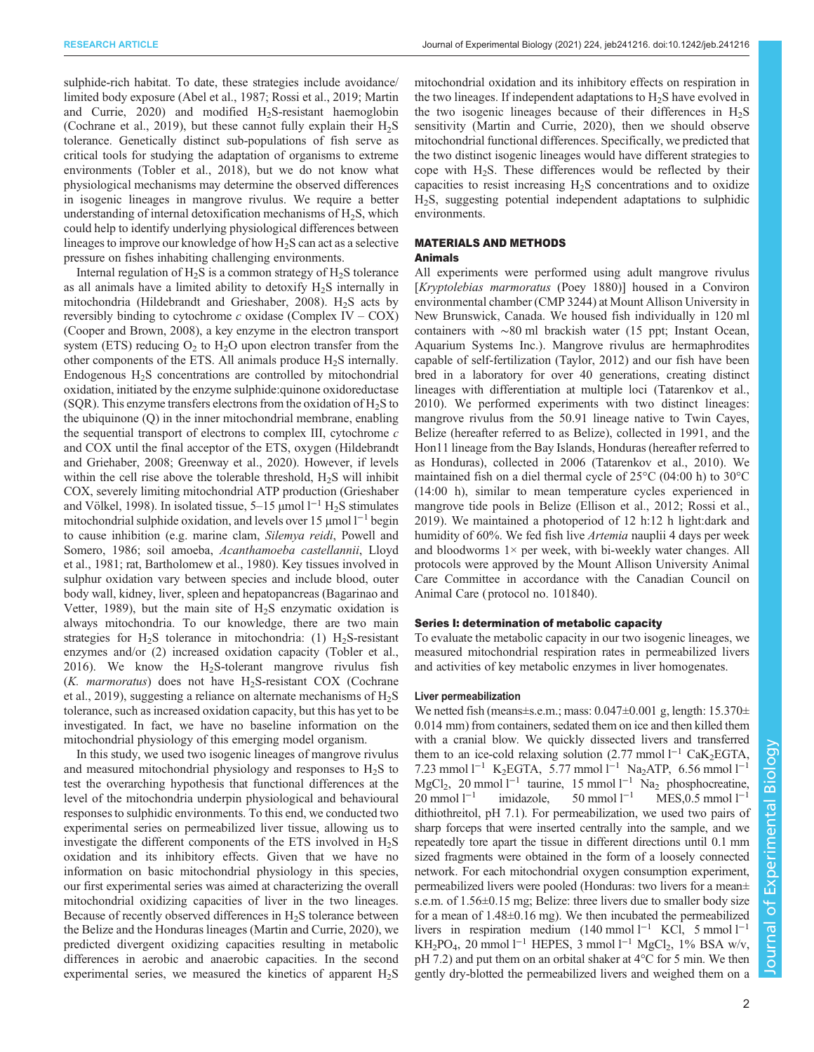sulphide-rich habitat. To date, these strategies include avoidance/limited body exposure (Abel et al., 1987; Rossi et al., 2019; Martin and Currie, 2020) and modified $H_2S$-resistant haemoglobin (Cochrane et al., 2019), but these cannot fully explain their $H_2S$ tolerance. Genetically distinct sub-populations of fish serve as critical tools for studying the adaptation of organisms to extreme environments (Tobler et al., 2018), but we do not know what physiological mechanisms may determine the observed differences in isogenic lineages in mangrove rivulus. We require a better understanding of internal detoxification mechanisms of $H_2S$, which could help to identify underlying physiological differences between lineages to improve our knowledge of how $H_2S$ can act as a selective pressure on fishes inhabiting challenging environments.

Internal regulation of $H_2S$ is a common strategy of $H_2S$ tolerance as all animals have a limited ability to detoxify $H_2S$ internally in mitochondria (Hildebrandt and Grieshaber, 2008). $H_2S$ acts by reversibly binding to cytochrome *c* oxidase (Complex IV – COX) (Cooper and Brown, 2008), a key enzyme in the electron transport system (ETS) reducing $O_2$ to $H_2O$ upon electron transfer from the other components of the ETS. All animals produce $H_2S$ internally. Endogenous $H_2S$ concentrations are controlled by mitochondrial oxidation, initiated by the enzyme sulphide:quinone oxidoreductase (SQR). This enzyme transfers electrons from the oxidation of $H_2S$ to the ubiquinone (Q) in the inner mitochondrial membrane, enabling the sequential transport of electrons to complex III, cytochrome *c* and COX until the final acceptor of the ETS, oxygen (Hildebrandt and Griehaber, 2008; Greenway et al., 2020). However, if levels within the cell rise above the tolerable threshold, $H_2S$ will inhibit COX, severely limiting mitochondrial ATP production (Grieshaber and Völkel, 1998). In isolated tissue, 5–15 $\mu$mol $l^{-1}$ $H_2S$ stimulates mitochondrial sulphide oxidation, and levels over 15 $\mu$mol $l^{-1}$ begin to cause inhibition (e.g. marine clam, *Silemya reidi*, Powell and Somero, 1986; soil amoeba, *Acanthamoeba castellannii*, Lloyd et al., 1981; rat, Bartholomew et al., 1980). Key tissues involved in sulphur oxidation vary between species and include blood, outer body wall, kidney, liver, spleen and hepatopancreas (Bagarinao and Vetter, 1989), but the main site of $H_2S$ enzymatic oxidation is always mitochondria. To our knowledge, there are two main strategies for $H_2S$ tolerance in mitochondria: (1) $H_2S$-resistant enzymes and/or (2) increased oxidation capacity (Tobler et al., 2016). We know the $H_2S$-tolerant mangrove rivulus fish (*K. marmoratus*) does not have $H_2S$-resistant COX (Cochrane et al., 2019), suggesting a reliance on alternate mechanisms of $H_2S$ tolerance, such as increased oxidation capacity, but this has yet to be investigated. In fact, we have no baseline information on the mitochondrial physiology of this emerging model organism.

In this study, we used two isogenic lineages of mangrove rivulus and measured mitochondrial physiology and responses to $H_2S$ to test the overarching hypothesis that functional differences at the level of the mitochondria underpin physiological and behavioural responses to sulphidic environments. To this end, we conducted two experimental series on permeabilized liver tissue, allowing us to investigate the different components of the ETS involved in $H_2S$ oxidation and its inhibitory effects. Given that we have no information on basic mitochondrial physiology in this species, our first experimental series was aimed at characterizing the overall mitochondrial oxidizing capacities of liver in the two lineages. Because of recently observed differences in $H_2S$ tolerance between the Belize and the Honduras lineages (Martin and Currie, 2020), we predicted divergent oxidizing capacities resulting in metabolic differences in aerobic and anaerobic capacities. In the second experimental series, we measured the kinetics of apparent $H_2S$ mitochondrial oxidation and its inhibitory effects on respiration in the two lineages. If independent adaptations to $H_2S$ have evolved in the two isogenic lineages because of their differences in $H_2S$ sensitivity (Martin and Currie, 2020), then we should observe mitochondrial functional differences. Specifically, we predicted that the two distinct isogenic lineages would have different strategies to cope with $H_2S$. These differences would be reflected by their capacities to resist increasing $H_2S$ concentrations and to oxidize $H_2S$, suggesting potential independent adaptations to sulphidic environments.

## MATERIALS AND METHODS

### Animals

All experiments were performed using adult mangrove rivulus [*Kryptolebias marmoratus* (Poey 1880)] housed in a Conviron environmental chamber (CMP 3244) at Mount Allison University in New Brunswick, Canada. We housed fish individually in 120 ml containers with ∼80 ml brackish water (15 ppt; Instant Ocean, Aquarium Systems Inc.). Mangrove rivulus are hermaphrodites capable of self-fertilization (Taylor, 2012) and our fish have been bred in a laboratory for over 40 generations, creating distinct lineages with differentiation at multiple loci (Tatarenkov et al., 2010). We performed experiments with two distinct lineages: mangrove rivulus from the 50.91 lineage native to Twin Cayes, Belize (hereafter referred to as Belize), collected in 1991, and the Hon11 lineage from the Bay Islands, Honduras (hereafter referred to as Honduras), collected in 2006 (Tatarenkov et al., 2010). We maintained fish on a diel thermal cycle of 25°C (04:00 h) to 30°C (14:00 h), similar to mean temperature cycles experienced in mangrove tide pools in Belize (Ellison et al., 2012; Rossi et al., 2019). We maintained a photoperiod of 12 h:12 h light:dark and humidity of 60%. We fed fish live *Artemia* nauplii 4 days per week and bloodworms 1× per week, with bi-weekly water changes. All protocols were approved by the Mount Allison University Animal Care Committee in accordance with the Canadian Council on Animal Care (protocol no. 101840).

### Series I: determination of metabolic capacity

To evaluate the metabolic capacity in our two isogenic lineages, we measured mitochondrial respiration rates in permeabilized livers and activities of key metabolic enzymes in liver homogenates.

#### Liver permeabilization

We netted fish (means±s.e.m.; mass: 0.047±0.001 g, length: 15.370±0.014 mm) from containers, sedated them on ice and then killed them with a cranial blow. We quickly dissected livers and transferred them to an ice-cold relaxing solution (2.77 mmol $l^{-1}$ $CaK_2EGTA$, 7.23 mmol $l^{-1}$ $K_2EGTA$, 5.77 mmol $l^{-1}$ $Na_2ATP$, 6.56 mmol $l^{-1}$ $MgCl_2$, 20 mmol $l^{-1}$ taurine, 15 mmol $l^{-1}$ $Na_2$ phosphocreatine, 20 mmol $l^{-1}$ imidazole, 50 mmol $l^{-1}$ MES,0.5 mmol $l^{-1}$ dithiothreitol, pH 7.1). For permeabilization, we used two pairs of sharp forceps that were inserted centrally into the sample, and we repeatedly tore apart the tissue in different directions until 0.1 mm sized fragments were obtained in the form of a loosely connected network. For each mitochondrial oxygen consumption experiment, permeabilized livers were pooled (Honduras: two livers for a mean± s.e.m. of 1.56±0.15 mg; Belize: three livers due to smaller body size for a mean of 1.48±0.16 mg). We then incubated the permeabilized livers in respiration medium (140 mmol $l^{-1}$ KCl, 5 mmol $l^{-1}$ $KH_2PO_4$, 20 mmol $l^{-1}$ HEPES, 3 mmol $l^{-1}$ $MgCl_2$, 1% BSA w/v, pH 7.2) and put them on an orbital shaker at 4°C for 5 min. We then gently dry-blotted the permeabilized livers and weighed them on a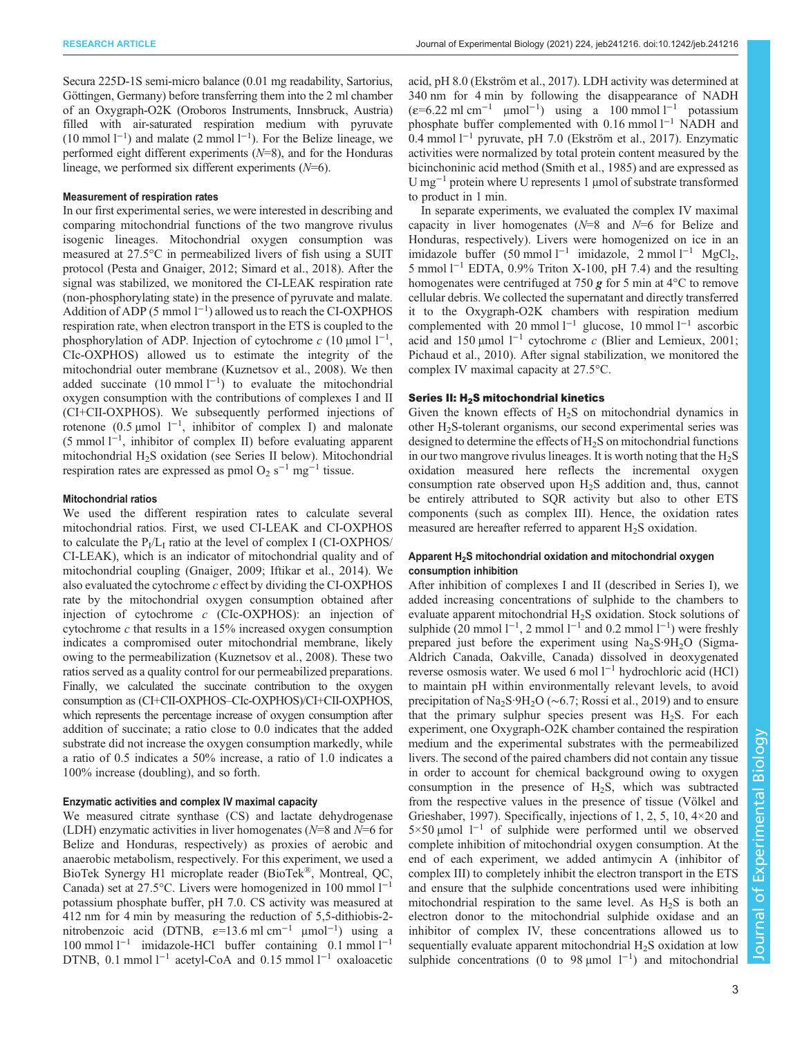Secura 225D-1S semi-micro balance (0.01 mg readability, Sartorius, Göttingen, Germany) before transferring them into the 2 ml chamber of an Oxygraph-O2K (Oroboros Instruments, Innsbruck, Austria) filled with air-saturated respiration medium with pyruvate (10 mmol $l^{-1}$) and malate (2 mmol $l^{-1}$). For the Belize lineage, we performed eight different experiments ($N$=8), and for the Honduras lineage, we performed six different experiments ($N$=6).

#### Measurement of respiration rates

In our first experimental series, we were interested in describing and comparing mitochondrial functions of the two mangrove rivulus isogenic lineages. Mitochondrial oxygen consumption was measured at 27.5°C in permeabilized livers of fish using a SUIT protocol (Pesta and Gnaiger, 2012; Simard et al., 2018). After the signal was stabilized, we monitored the CI-LEAK respiration rate (non-phosphorylating state) in the presence of pyruvate and malate. Addition of ADP (5 mmol $l^{-1}$) allowed us to reach the CI-OXPHOS respiration rate, when electron transport in the ETS is coupled to the phosphorylation of ADP. Injection of cytochrome *c* (10 µmol $l^{-1}$, CIc-OXPHOS) allowed us to estimate the integrity of the mitochondrial outer membrane (Kuznetsov et al., 2008). We then added succinate (10 mmol $l^{-1}$) to evaluate the mitochondrial oxygen consumption with the contributions of complexes I and II (CI+CII-OXPHOS). We subsequently performed injections of rotenone (0.5 µmol $l^{-1}$, inhibitor of complex I) and malonate (5 mmol $l^{-1}$, inhibitor of complex II) before evaluating apparent mitochondrial $H_2S$ oxidation (see Series II below). Mitochondrial respiration rates are expressed as pmol $O_2$ $s^{-1}$ $mg^{-1}$ tissue.

#### Mitochondrial ratios

We used the different respiration rates to calculate several mitochondrial ratios. First, we used CI-LEAK and CI-OXPHOS to calculate the $P_I/L_I$ ratio at the level of complex I (CI-OXPHOS/CI-LEAK), which is an indicator of mitochondrial quality and of mitochondrial coupling (Gnaiger, 2009; Iftikar et al., 2014). We also evaluated the cytochrome *c* effect by dividing the CI-OXPHOS rate by the mitochondrial oxygen consumption obtained after injection of cytochrome *c* (CIc-OXPHOS): an injection of cytochrome *c* that results in a 15% increased oxygen consumption indicates a compromised outer mitochondrial membrane, likely owing to the permeabilization (Kuznetsov et al., 2008). These two ratios served as a quality control for our permeabilized preparations. Finally, we calculated the succinate contribution to the oxygen consumption as (CI+CII-OXPHOS–CIc-OXPHOS)/CI+CII-OXPHOS, which represents the percentage increase of oxygen consumption after addition of succinate; a ratio close to 0.0 indicates that the added substrate did not increase the oxygen consumption markedly, while a ratio of 0.5 indicates a 50% increase, a ratio of 1.0 indicates a 100% increase (doubling), and so forth.

#### Enzymatic activities and complex IV maximal capacity

We measured citrate synthase (CS) and lactate dehydrogenase (LDH) enzymatic activities in liver homogenates ($N$=8 and $N$=6 for Belize and Honduras, respectively) as proxies of aerobic and anaerobic metabolism, respectively. For this experiment, we used a BioTek Synergy H1 microplate reader (BioTek®, Montreal, QC, Canada) set at 27.5°C. Livers were homogenized in 100 mmol $l^{-1}$ potassium phosphate buffer, pH 7.0. CS activity was measured at 412 nm for 4 min by measuring the reduction of 5,5-dithiobis-2-nitrobenzoic acid (DTNB, ε=13.6 ml $cm^{-1}$ $\mu mol^{-1}$) using a 100 mmol $l^{-1}$ imidazole-HCl buffer containing 0.1 mmol $l^{-1}$ DTNB, 0.1 mmol $l^{-1}$ acetyl-CoA and 0.15 mmol $l^{-1}$ oxaloacetic acid, pH 8.0 (Ekström et al., 2017). LDH activity was determined at 340 nm for 4 min by following the disappearance of NADH (ε=6.22 ml $cm^{-1}$ $\mu mol^{-1}$) using a 100 mmol $l^{-1}$ potassium phosphate buffer complemented with 0.16 mmol $l^{-1}$ NADH and 0.4 mmol $l^{-1}$ pyruvate, pH 7.0 (Ekström et al., 2017). Enzymatic activities were normalized by total protein content measured by the bicinchoninic acid method (Smith et al., 1985) and are expressed as U $mg^{-1}$ protein where U represents 1 µmol of substrate transformed to product in 1 min.

In separate experiments, we evaluated the complex IV maximal capacity in liver homogenates ($N$=8 and $N$=6 for Belize and Honduras, respectively). Livers were homogenized on ice in an imidazole buffer (50 mmol $l^{-1}$ imidazole, 2 mmol $l^{-1}$ $MgCl_2$, 5 mmol $l^{-1}$ EDTA, 0.9% Triton X-100, pH 7.4) and the resulting homogenates were centrifuged at 750 ***g*** for 5 min at 4°C to remove cellular debris. We collected the supernatant and directly transferred it to the Oxygraph-O2K chambers with respiration medium complemented with 20 mmol $l^{-1}$ glucose, 10 mmol $l^{-1}$ ascorbic acid and 150 µmol $l^{-1}$ cytochrome *c* (Blier and Lemieux, 2001; Pichaud et al., 2010). After signal stabilization, we monitored the complex IV maximal capacity at 27.5°C.

### Series II: $H_2S$ mitochondrial kinetics

Given the known effects of $H_2S$ on mitochondrial dynamics in other $H_2S$-tolerant organisms, our second experimental series was designed to determine the effects of $H_2S$ on mitochondrial functions in our two mangrove rivulus lineages. It is worth noting that the $H_2S$ oxidation measured here reflects the incremental oxygen consumption rate observed upon $H_2S$ addition and, thus, cannot be entirely attributed to SQR activity but also to other ETS components (such as complex III). Hence, the oxidation rates measured are hereafter referred to apparent $H_2S$ oxidation.

#### Apparent $H_2S$ mitochondrial oxidation and mitochondrial oxygen consumption inhibition

After inhibition of complexes I and II (described in Series I), we added increasing concentrations of sulphide to the chambers to evaluate apparent mitochondrial $H_2S$ oxidation. Stock solutions of sulphide (20 mmol $l^{-1}$, 2 mmol $l^{-1}$ and 0.2 mmol $l^{-1}$) were freshly prepared just before the experiment using $Na_2S{\cdot}9H_2O$ (Sigma-Aldrich Canada, Oakville, Canada) dissolved in deoxygenated reverse osmosis water. We used 6 mol $l^{-1}$ hydrochloric acid (HCl) to maintain pH within environmentally relevant levels, to avoid precipitation of $Na_2S{\cdot}9H_2O$ (∼6.7; Rossi et al., 2019) and to ensure that the primary sulphur species present was $H_2S$. For each experiment, one Oxygraph-O2K chamber contained the respiration medium and the experimental substrates with the permeabilized livers. The second of the paired chambers did not contain any tissue in order to account for chemical background owing to oxygen consumption in the presence of $H_2S$, which was subtracted from the respective values in the presence of tissue (Völkel and Grieshaber, 1997). Specifically, injections of 1, 2, 5, 10, 4×20 and 5×50 µmol $l^{-1}$ of sulphide were performed until we observed complete inhibition of mitochondrial oxygen consumption. At the end of each experiment, we added antimycin A (inhibitor of complex III) to completely inhibit the electron transport in the ETS and ensure that the sulphide concentrations used were inhibiting mitochondrial respiration to the same level. As $H_2S$ is both an electron donor to the mitochondrial sulphide oxidase and an inhibitor of complex IV, these concentrations allowed us to sequentially evaluate apparent mitochondrial $H_2S$ oxidation at low sulphide concentrations (0 to 98 µmol $l^{-1}$) and mitochondrial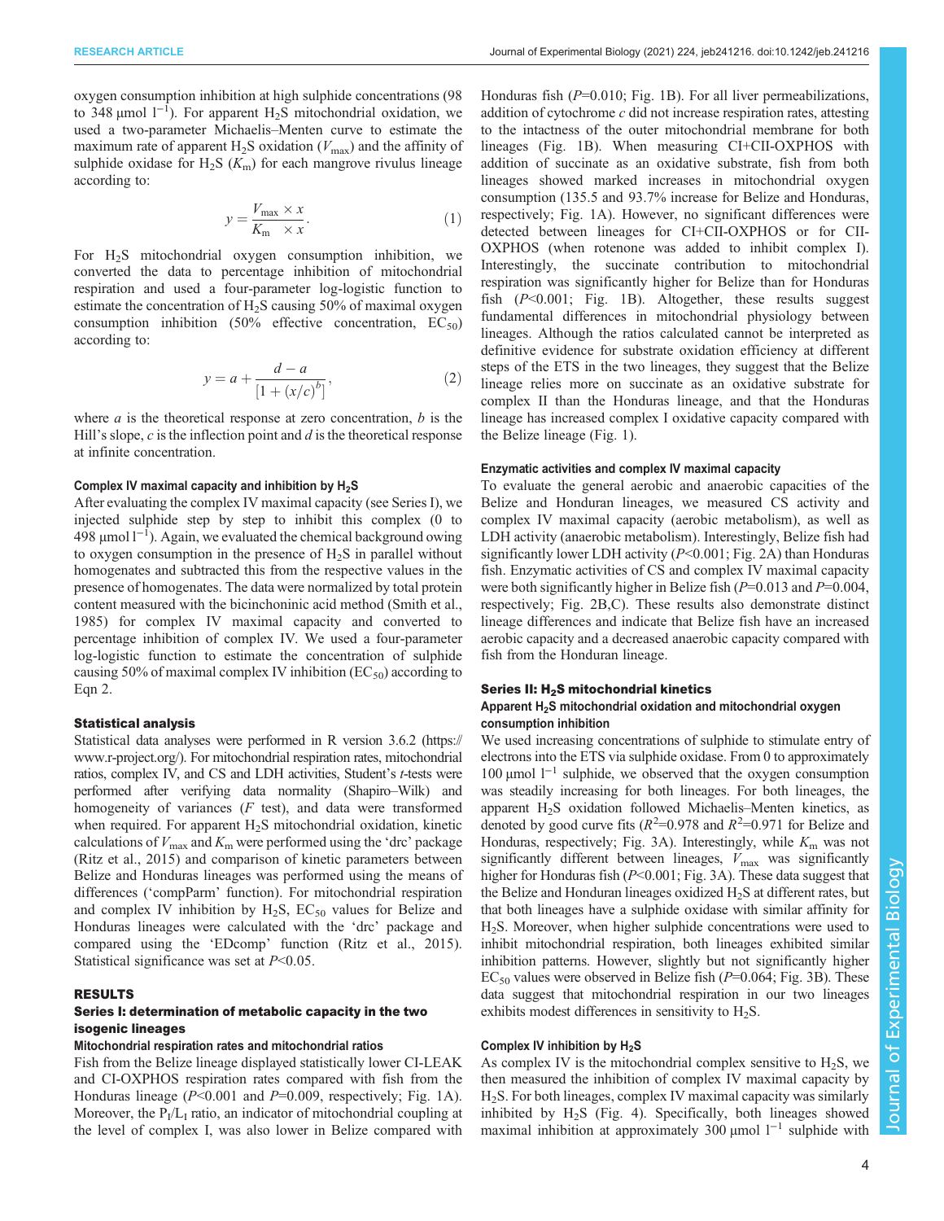oxygen consumption inhibition at high sulphide concentrations (98 to 348 µmol $l^{-1}$). For apparent $H_2S$ mitochondrial oxidation, we used a two-parameter Michaelis–Menten curve to estimate the maximum rate of apparent $H_2S$ oxidation ($V_{max}$) and the affinity of sulphide oxidase for $H_2S$ ($K_m$) for each mangrove rivulus lineage according to:

$$y = \frac{V_{max} \times x}{K_m \times x}. \tag{1}$$

For $H_2S$ mitochondrial oxygen consumption inhibition, we converted the data to percentage inhibition of mitochondrial respiration and used a four-parameter log-logistic function to estimate the concentration of $H_2S$ causing 50% of maximal oxygen consumption inhibition (50% effective concentration, $EC_{50}$) according to:

$$y = a + \frac{d - a}{\left[1 + (x/c)^b\right]}, \tag{2}$$

where $a$ is the theoretical response at zero concentration, $b$ is the Hill's slope, $c$ is the inflection point and $d$ is the theoretical response at infinite concentration.

#### Complex IV maximal capacity and inhibition by $H_2S$

After evaluating the complex IV maximal capacity (see Series I), we injected sulphide step by step to inhibit this complex (0 to 498 µmol $l^{-1}$). Again, we evaluated the chemical background owing to oxygen consumption in the presence of $H_2S$ in parallel without homogenates and subtracted this from the respective values in the presence of homogenates. The data were normalized by total protein content measured with the bicinchoninic acid method (Smith et al., 1985) for complex IV maximal capacity and converted to percentage inhibition of complex IV. We used a four-parameter log-logistic function to estimate the concentration of sulphide causing 50% of maximal complex IV inhibition ($EC_{50}$) according to Eqn 2.

### Statistical analysis

Statistical data analyses were performed in R version 3.6.2 (https://www.r-project.org/). For mitochondrial respiration rates, mitochondrial ratios, complex IV, and CS and LDH activities, Student's *t*-tests were performed after verifying data normality (Shapiro–Wilk) and homogeneity of variances (*F* test), and data were transformed when required. For apparent $H_2S$ mitochondrial oxidation, kinetic calculations of $V_{max}$ and $K_m$ were performed using the 'drc' package (Ritz et al., 2015) and comparison of kinetic parameters between Belize and Honduras lineages was performed using the means of differences ('compParm' function). For mitochondrial respiration and complex IV inhibition by $H_2S$, $EC_{50}$ values for Belize and Honduras lineages were calculated with the 'drc' package and compared using the 'EDcomp' function (Ritz et al., 2015). Statistical significance was set at $P<0.05$.

## RESULTS

### Series I: determination of metabolic capacity in the two isogenic lineages

#### Mitochondrial respiration rates and mitochondrial ratios

Fish from the Belize lineage displayed statistically lower CI-LEAK and CI-OXPHOS respiration rates compared with fish from the Honduras lineage ($P<0.001$ and $P=0.009$, respectively; Fig. 1A). Moreover, the $P_I/L_I$ ratio, an indicator of mitochondrial coupling at the level of complex I, was also lower in Belize compared with Honduras fish ($P=0.010$; Fig. 1B). For all liver permeabilizations, addition of cytochrome *c* did not increase respiration rates, attesting to the intactness of the outer mitochondrial membrane for both lineages (Fig. 1B). When measuring CI+CII-OXPHOS with addition of succinate as an oxidative substrate, fish from both lineages showed marked increases in mitochondrial oxygen consumption (135.5 and 93.7% increase for Belize and Honduras, respectively; Fig. 1A). However, no significant differences were detected between lineages for CI+CII-OXPHOS or for CII-OXPHOS (when rotenone was added to inhibit complex I). Interestingly, the succinate contribution to mitochondrial respiration was significantly higher for Belize than for Honduras fish ($P<0.001$; Fig. 1B). Altogether, these results suggest fundamental differences in mitochondrial physiology between lineages. Although the ratios calculated cannot be interpreted as definitive evidence for substrate oxidation efficiency at different steps of the ETS in the two lineages, they suggest that the Belize lineage relies more on succinate as an oxidative substrate for complex II than the Honduras lineage, and that the Honduras lineage has increased complex I oxidative capacity compared with the Belize lineage (Fig. 1).

#### Enzymatic activities and complex IV maximal capacity

To evaluate the general aerobic and anaerobic capacities of the Belize and Honduran lineages, we measured CS activity and complex IV maximal capacity (aerobic metabolism), as well as LDH activity (anaerobic metabolism). Interestingly, Belize fish had significantly lower LDH activity ($P<0.001$; Fig. 2A) than Honduras fish. Enzymatic activities of CS and complex IV maximal capacity were both significantly higher in Belize fish ($P=0.013$ and $P=0.004$, respectively; Fig. 2B,C). These results also demonstrate distinct lineage differences and indicate that Belize fish have an increased aerobic capacity and a decreased anaerobic capacity compared with fish from the Honduran lineage.

### Series II: $H_2S$ mitochondrial kinetics

#### Apparent $H_2S$ mitochondrial oxidation and mitochondrial oxygen consumption inhibition

We used increasing concentrations of sulphide to stimulate entry of electrons into the ETS via sulphide oxidase. From 0 to approximately 100 µmol $l^{-1}$ sulphide, we observed that the oxygen consumption was steadily increasing for both lineages. For both lineages, the apparent $H_2S$ oxidation followed Michaelis–Menten kinetics, as denoted by good curve fits ($R^2=0.978$ and $R^2=0.971$ for Belize and Honduras, respectively; Fig. 3A). Interestingly, while $K_m$ was not significantly different between lineages, $V_{max}$ was significantly higher for Honduras fish ($P<0.001$; Fig. 3A). These data suggest that the Belize and Honduran lineages oxidized $H_2S$ at different rates, but that both lineages have a sulphide oxidase with similar affinity for $H_2S$. Moreover, when higher sulphide concentrations were used to inhibit mitochondrial respiration, both lineages exhibited similar inhibition patterns. However, slightly but not significantly higher $EC_{50}$ values were observed in Belize fish ($P=0.064$; Fig. 3B). These data suggest that mitochondrial respiration in our two lineages exhibits modest differences in sensitivity to $H_2S$.

#### Complex IV inhibition by $H_2S$

As complex IV is the mitochondrial complex sensitive to $H_2S$, we then measured the inhibition of complex IV maximal capacity by $H_2S$. For both lineages, complex IV maximal capacity was similarly inhibited by $H_2S$ (Fig. 4). Specifically, both lineages showed maximal inhibition at approximately 300 µmol $l^{-1}$ sulphide with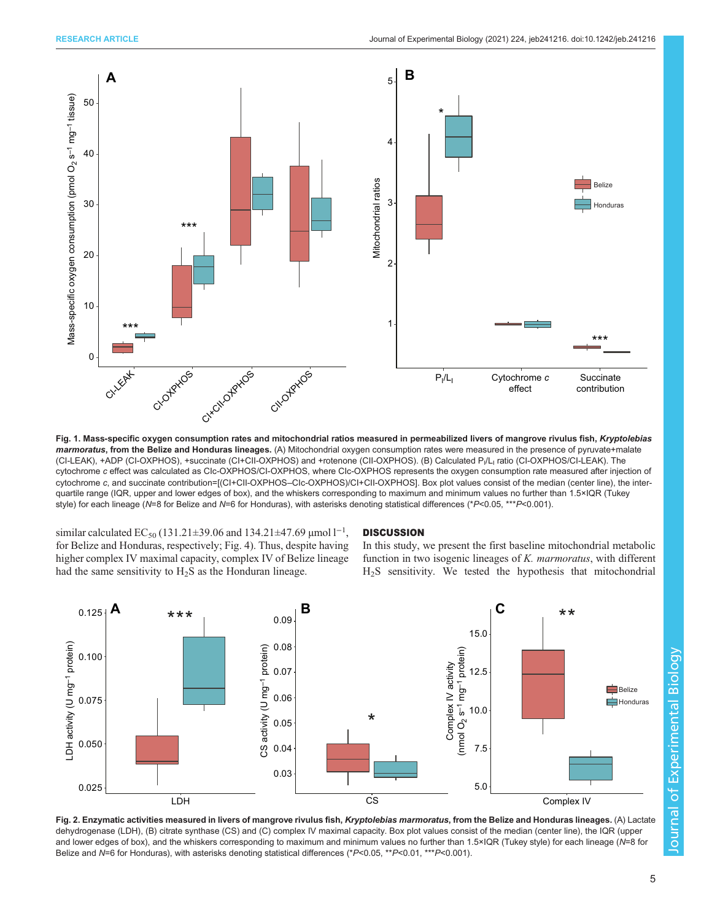**Fig. 1. Mass-specific oxygen consumption rates and mitochondrial ratios measured in permeabilized livers of mangrove rivulus fish, *Kryptolebias marmoratus*, from the Belize and Honduras lineages.** (A) Mitochondrial oxygen consumption rates were measured in the presence of pyruvate+malate (CI-LEAK), +ADP (CI-OXPHOS), +succinate (CI+CII-OXPHOS) and +rotenone (CII-OXPHOS). (B) Calculated $P_I/L_I$ ratio (CI-OXPHOS/CI-LEAK). The cytochrome *c* effect was calculated as CIc-OXPHOS/CI-OXPHOS, where CIc-OXPHOS represents the oxygen consumption rate measured after injection of cytochrome *c*, and succinate contribution=[(CI+CII-OXPHOS–CIc-OXPHOS)/CI+CII-OXPHOS]. Box plot values consist of the median (center line), the inter-quartile range (IQR, upper and lower edges of box), and the whiskers corresponding to maximum and minimum values no further than 1.5×IQR (Tukey style) for each lineage (*N*=8 for Belize and *N*=6 for Honduras), with asterisks denoting statistical differences (\**P*<0.05, \*\*\**P*<0.001).

similar calculated $EC_{50}$ (131.21±39.06 and 134.21±47.69 μmol $l^{-1}$, for Belize and Honduras, respectively; Fig. 4). Thus, despite having higher complex IV maximal capacity, complex IV of Belize lineage had the same sensitivity to $H_2S$ as the Honduran lineage.

## DISCUSSION

In this study, we present the first baseline mitochondrial metabolic function in two isogenic lineages of *K. marmoratus*, with different $H_2S$ sensitivity. We tested the hypothesis that mitochondrial

**Fig. 2. Enzymatic activities measured in livers of mangrove rivulus fish, *Kryptolebias marmoratus*, from the Belize and Honduras lineages.** (A) Lactate dehydrogenase (LDH), (B) citrate synthase (CS) and (C) complex IV maximal capacity. Box plot values consist of the median (center line), the IQR (upper and lower edges of box), and the whiskers corresponding to maximum and minimum values no further than 1.5×IQR (Tukey style) for each lineage (*N*=8 for Belize and *N*=6 for Honduras), with asterisks denoting statistical differences (\**P*<0.05, \*\**P*<0.01, \*\*\**P*<0.001).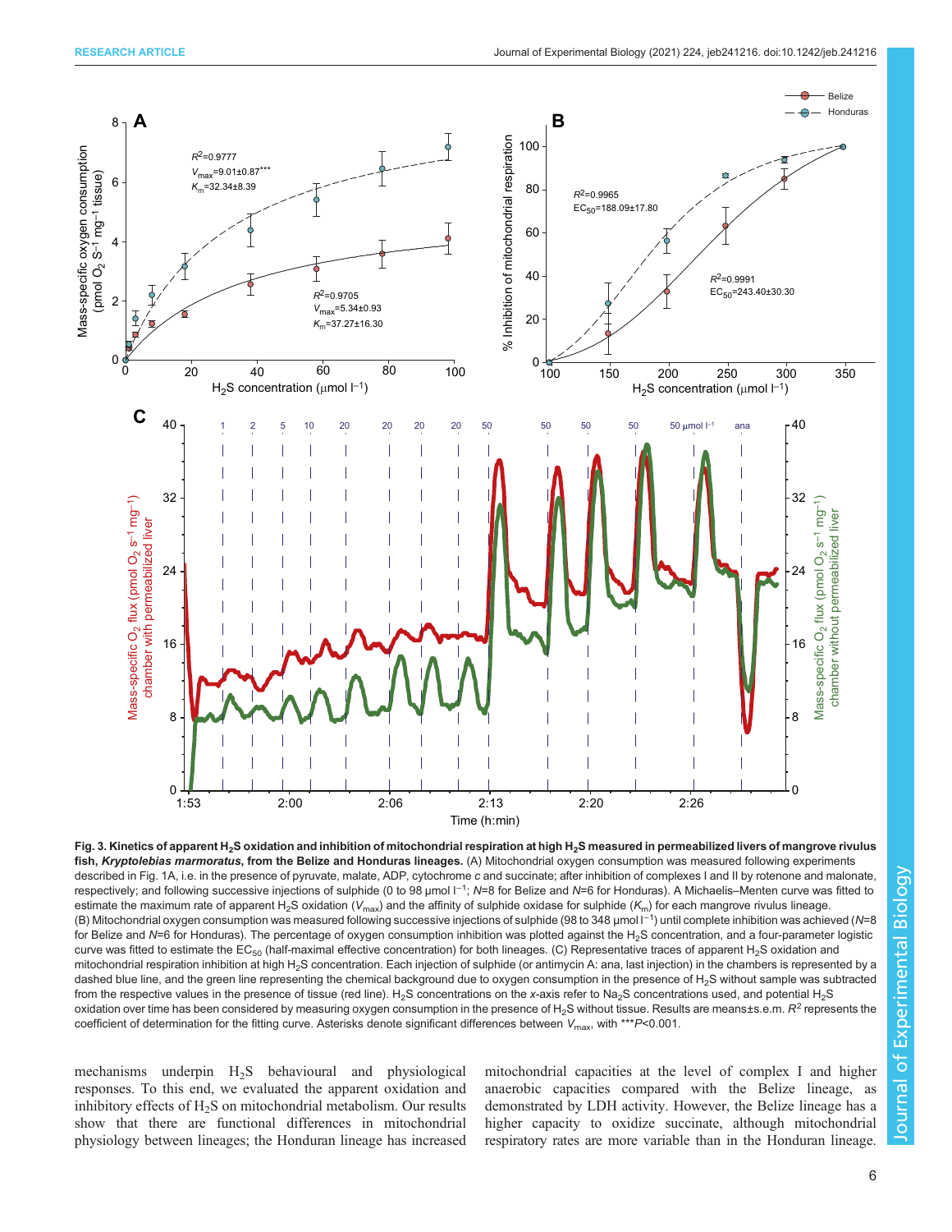**Fig. 3. Kinetics of apparent $H_2S$ oxidation and inhibition of mitochondrial respiration at high $H_2S$ measured in permeabilized livers of mangrove rivulus fish, *Kryptolebias marmoratus*, from the Belize and Honduras lineages.** (A) Mitochondrial oxygen consumption was measured following experiments described in Fig. 1A, i.e. in the presence of pyruvate, malate, ADP, cytochrome *c* and succinate; after inhibition of complexes I and II by rotenone and malonate, respectively; and following successive injections of sulphide (0 to 98 µmol $l^{-1}$; *N*=8 for Belize and *N*=6 for Honduras). A Michaelis–Menten curve was fitted to estimate the maximum rate of apparent $H_2S$ oxidation ($V_{max}$) and the affinity of sulphide oxidase for sulphide ($K_m$) for each mangrove rivulus lineage. (B) Mitochondrial oxygen consumption was measured following successive injections of sulphide (98 to 348 µmol $l^{-1}$) until complete inhibition was achieved (*N*=8 for Belize and *N*=6 for Honduras). The percentage of oxygen consumption inhibition was plotted against the $H_2S$ concentration, and a four-parameter logistic curve was fitted to estimate the $EC_{50}$ (half-maximal effective concentration) for both lineages. (C) Representative traces of apparent $H_2S$ oxidation and mitochondrial respiration inhibition at high $H_2S$ concentration. Each injection of sulphide (or antimycin A: ana, last injection) in the chambers is represented by a dashed blue line, and the green line representing the chemical background due to oxygen consumption in the presence of $H_2S$ without sample was subtracted from the respective values in the presence of tissue (red line). $H_2S$ concentrations on the *x*-axis refer to $Na_2S$ concentrations used, and potential $H_2S$ oxidation over time has been considered by measuring oxygen consumption in the presence of $H_2S$ without tissue. Results are means±s.e.m. $R^2$ represents the coefficient of determination for the fitting curve. Asterisks denote significant differences between $V_{max}$, with \*\*\*$P$<0.001.

mechanisms underpin $H_2S$ behavioural and physiological responses. To this end, we evaluated the apparent oxidation and inhibitory effects of $H_2S$ on mitochondrial metabolism. Our results show that there are functional differences in mitochondrial physiology between lineages; the Honduran lineage has increased mitochondrial capacities at the level of complex I and higher anaerobic capacities compared with the Belize lineage, as demonstrated by LDH activity. However, the Belize lineage has a higher capacity to oxidize succinate, although mitochondrial respiratory rates are more variable than in the Honduran lineage.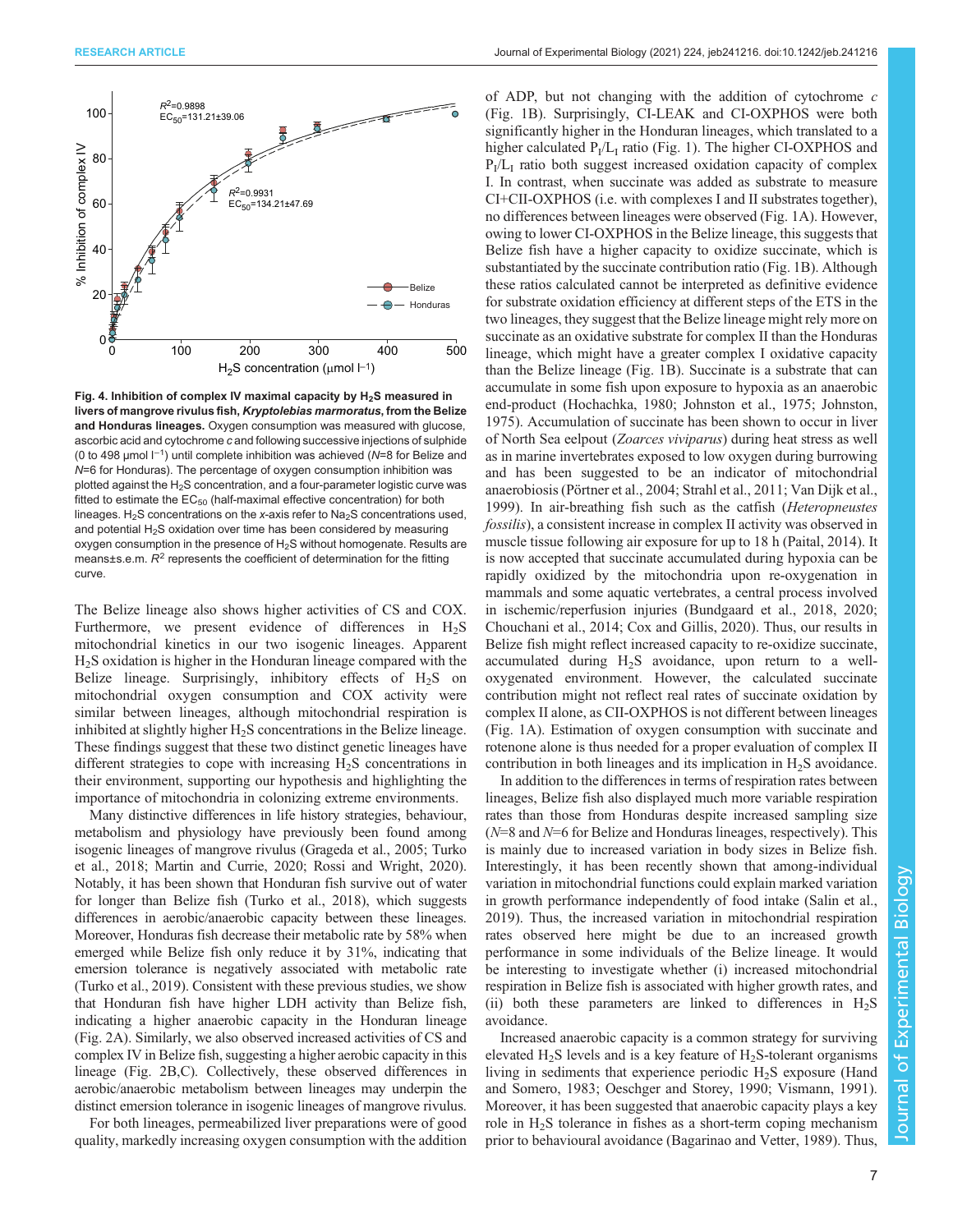Fig. 4. Inhibition of complex IV maximal capacity by $H_2S$ measured in livers of mangrove rivulus fish, *Kryptolebias marmoratus*, from the Belize and Honduras lineages. Oxygen consumption was measured with glucose, ascorbic acid and cytochrome *c* and following successive injections of sulphide (0 to 498 µmol $l^{-1}$) until complete inhibition was achieved (*N*=8 for Belize and *N*=6 for Honduras). The percentage of oxygen consumption inhibition was plotted against the $H_2S$ concentration, and a four-parameter logistic curve was fitted to estimate the $EC_{50}$ (half-maximal effective concentration) for both lineages. $H_2S$ concentrations on the *x*-axis refer to $Na_2S$ concentrations used, and potential $H_2S$ oxidation over time has been considered by measuring oxygen consumption in the presence of $H_2S$ without homogenate. Results are means±s.e.m. $R^2$ represents the coefficient of determination for the fitting curve.

The Belize lineage also shows higher activities of CS and COX. Furthermore, we present evidence of differences in $H_2S$ mitochondrial kinetics in our two isogenic lineages. Apparent $H_2S$ oxidation is higher in the Honduran lineage compared with the Belize lineage. Surprisingly, inhibitory effects of $H_2S$ on mitochondrial oxygen consumption and COX activity were similar between lineages, although mitochondrial respiration is inhibited at slightly higher $H_2S$ concentrations in the Belize lineage. These findings suggest that these two distinct genetic lineages have different strategies to cope with increasing $H_2S$ concentrations in their environment, supporting our hypothesis and highlighting the importance of mitochondria in colonizing extreme environments.

Many distinctive differences in life history strategies, behaviour, metabolism and physiology have previously been found among isogenic lineages of mangrove rivulus (Grageda et al., 2005; Turko et al., 2018; Martin and Currie, 2020; Rossi and Wright, 2020). Notably, it has been shown that Honduran fish survive out of water for longer than Belize fish (Turko et al., 2018), which suggests differences in aerobic/anaerobic capacity between these lineages. Moreover, Honduras fish decrease their metabolic rate by 58% when emerged while Belize fish only reduce it by 31%, indicating that emersion tolerance is negatively associated with metabolic rate (Turko et al., 2019). Consistent with these previous studies, we show that Honduran fish have higher LDH activity than Belize fish, indicating a higher anaerobic capacity in the Honduran lineage (Fig. 2A). Similarly, we also observed increased activities of CS and complex IV in Belize fish, suggesting a higher aerobic capacity in this lineage (Fig. 2B,C). Collectively, these observed differences in aerobic/anaerobic metabolism between lineages may underpin the distinct emersion tolerance in isogenic lineages of mangrove rivulus.

For both lineages, permeabilized liver preparations were of good quality, markedly increasing oxygen consumption with the addition of ADP, but not changing with the addition of cytochrome *c* (Fig. 1B). Surprisingly, CI-LEAK and CI-OXPHOS were both significantly higher in the Honduran lineages, which translated to a higher calculated $P_I/L_I$ ratio (Fig. 1). The higher CI-OXPHOS and $P_I/L_I$ ratio both suggest increased oxidation capacity of complex I. In contrast, when succinate was added as substrate to measure CI+CII-OXPHOS (i.e. with complexes I and II substrates together), no differences between lineages were observed (Fig. 1A). However, owing to lower CI-OXPHOS in the Belize lineage, this suggests that Belize fish have a higher capacity to oxidize succinate, which is substantiated by the succinate contribution ratio (Fig. 1B). Although these ratios calculated cannot be interpreted as definitive evidence for substrate oxidation efficiency at different steps of the ETS in the two lineages, they suggest that the Belize lineage might rely more on succinate as an oxidative substrate for complex II than the Honduras lineage, which might have a greater complex I oxidative capacity than the Belize lineage (Fig. 1B). Succinate is a substrate that can accumulate in some fish upon exposure to hypoxia as an anaerobic end-product (Hochachka, 1980; Johnston et al., 1975; Johnston, 1975). Accumulation of succinate has been shown to occur in liver of North Sea eelpout (*Zoarces viviparus*) during heat stress as well as in marine invertebrates exposed to low oxygen during burrowing and has been suggested to be an indicator of mitochondrial anaerobiosis (Pörtner et al., 2004; Strahl et al., 2011; Van Dijk et al., 1999). In air-breathing fish such as the catfish (*Heteropneustes fossilis*), a consistent increase in complex II activity was observed in muscle tissue following air exposure for up to 18 h (Paital, 2014). It is now accepted that succinate accumulated during hypoxia can be rapidly oxidized by the mitochondria upon re-oxygenation in mammals and some aquatic vertebrates, a central process involved in ischemic/reperfusion injuries (Bundgaard et al., 2018, 2020; Chouchani et al., 2014; Cox and Gillis, 2020). Thus, our results in Belize fish might reflect increased capacity to re-oxidize succinate, accumulated during $H_2S$ avoidance, upon return to a well-oxygenated environment. However, the calculated succinate contribution might not reflect real rates of succinate oxidation by complex II alone, as CII-OXPHOS is not different between lineages (Fig. 1A). Estimation of oxygen consumption with succinate and rotenone alone is thus needed for a proper evaluation of complex II contribution in both lineages and its implication in $H_2S$ avoidance.

In addition to the differences in terms of respiration rates between lineages, Belize fish also displayed much more variable respiration rates than those from Honduras despite increased sampling size (*N*=8 and *N*=6 for Belize and Honduras lineages, respectively). This is mainly due to increased variation in body sizes in Belize fish. Interestingly, it has been recently shown that among-individual variation in mitochondrial functions could explain marked variation in growth performance independently of food intake (Salin et al., 2019). Thus, the increased variation in mitochondrial respiration rates observed here might be due to an increased growth performance in some individuals of the Belize lineage. It would be interesting to investigate whether (i) increased mitochondrial respiration in Belize fish is associated with higher growth rates, and (ii) both these parameters are linked to differences in $H_2S$ avoidance.

Increased anaerobic capacity is a common strategy for surviving elevated $H_2S$ levels and is a key feature of $H_2S$-tolerant organisms living in sediments that experience periodic $H_2S$ exposure (Hand and Somero, 1983; Oeschger and Storey, 1990; Vismann, 1991). Moreover, it has been suggested that anaerobic capacity plays a key role in $H_2S$ tolerance in fishes as a short-term coping mechanism prior to behavioural avoidance (Bagarinao and Vetter, 1989). Thus,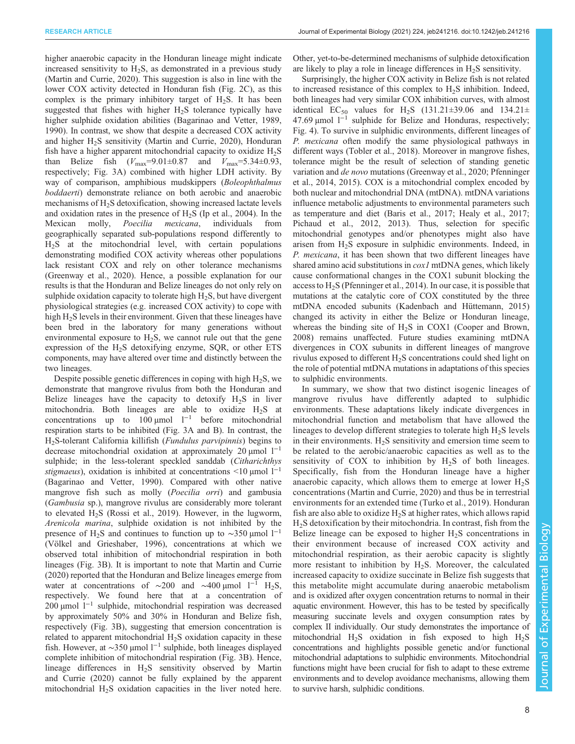higher anaerobic capacity in the Honduran lineage might indicate increased sensitivity to $H_2S$, as demonstrated in a previous study (Martin and Currie, 2020). This suggestion is also in line with the lower COX activity detected in Honduran fish (Fig. 2C), as this complex is the primary inhibitory target of $H_2S$. It has been suggested that fishes with higher $H_2S$ tolerance typically have higher sulphide oxidation abilities (Bagarinao and Vetter, 1989, 1990). In contrast, we show that despite a decreased COX activity and higher $H_2S$ sensitivity (Martin and Currie, 2020), Honduran fish have a higher apparent mitochondrial capacity to oxidize $H_2S$ than Belize fish ($V_{max}$=9.01±0.87 and $V_{max}$=5.34±0.93, respectively; Fig. 3A) combined with higher LDH activity. By way of comparison, amphibious mudskippers (*Boleophthalmus boddaerti*) demonstrate reliance on both aerobic and anaerobic mechanisms of $H_2S$ detoxification, showing increased lactate levels and oxidation rates in the presence of $H_2S$ (Ip et al., 2004). In the Mexican molly, *Poecilia mexicana*, individuals from geographically separated sub-populations respond differently to $H_2S$ at the mitochondrial level, with certain populations demonstrating modified COX activity whereas other populations lack resistant COX and rely on other tolerance mechanisms (Greenway et al., 2020). Hence, a possible explanation for our results is that the Honduran and Belize lineages do not only rely on sulphide oxidation capacity to tolerate high $H_2S$, but have divergent physiological strategies (e.g. increased COX activity) to cope with high $H_2S$ levels in their environment. Given that these lineages have been bred in the laboratory for many generations without environmental exposure to $H_2S$, we cannot rule out that the gene expression of the $H_2S$ detoxifying enzyme, SQR, or other ETS components, may have altered over time and distinctly between the two lineages.

Despite possible genetic differences in coping with high $H_2S$, we demonstrate that mangrove rivulus from both the Honduran and Belize lineages have the capacity to detoxify $H_2S$ in liver mitochondria. Both lineages are able to oxidize $H_2S$ at concentrations up to 100 µmol $l^{-1}$ before mitochondrial respiration starts to be inhibited (Fig. 3A and B). In contrast, the $H_2S$-tolerant California killifish (*Fundulus parvipinnis*) begins to decrease mitochondrial oxidation at approximately 20 µmol $l^{-1}$ sulphide; in the less-tolerant speckled sanddab (*Citharichthys stigmaeus*), oxidation is inhibited at concentrations <10 µmol $l^{-1}$ (Bagarinao and Vetter, 1990). Compared with other native mangrove fish such as molly (*Poecilia orri*) and gambusia (*Gambusia* sp.), mangrove rivulus are considerably more tolerant to elevated $H_2S$ (Rossi et al., 2019). However, in the lugworm, *Arenicola marina*, sulphide oxidation is not inhibited by the presence of $H_2S$ and continues to function up to ∼350 µmol $l^{-1}$ (Völkel and Grieshaber, 1996), concentrations at which we observed total inhibition of mitochondrial respiration in both lineages (Fig. 3B). It is important to note that Martin and Currie (2020) reported that the Honduran and Belize lineages emerge from water at concentrations of ∼200 and ∼400 µmol $l^{-1}$ $H_2S$, respectively. We found here that at a concentration of 200 µmol $l^{-1}$ sulphide, mitochondrial respiration was decreased by approximately 50% and 30% in Honduran and Belize fish, respectively (Fig. 3B), suggesting that emersion concentration is related to apparent mitochondrial $H_2S$ oxidation capacity in these fish. However, at ∼350 µmol $l^{-1}$ sulphide, both lineages displayed complete inhibition of mitochondrial respiration (Fig. 3B). Hence, lineage differences in $H_2S$ sensitivity observed by Martin and Currie (2020) cannot be fully explained by the apparent mitochondrial $H_2S$ oxidation capacities in the liver noted here. Other, yet-to-be-determined mechanisms of sulphide detoxification are likely to play a role in lineage differences in $H_2S$ sensitivity.

Surprisingly, the higher COX activity in Belize fish is not related to increased resistance of this complex to $H_2S$ inhibition. Indeed, both lineages had very similar COX inhibition curves, with almost identical $EC_{50}$ values for $H_2S$ (131.21±39.06 and 134.21±47.69 µmol $l^{-1}$ sulphide for Belize and Honduras, respectively; Fig. 4). To survive in sulphidic environments, different lineages of *P. mexicana* often modify the same physiological pathways in different ways (Tobler et al., 2018). Moreover in mangrove fishes, tolerance might be the result of selection of standing genetic variation and *de novo* mutations (Greenway et al., 2020; Pfenninger et al., 2014, 2015). COX is a mitochondrial complex encoded by both nuclear and mitochondrial DNA (mtDNA). mtDNA variations influence metabolic adjustments to environmental parameters such as temperature and diet (Baris et al., 2017; Healy et al., 2017; Pichaud et al., 2012, 2013). Thus, selection for specific mitochondrial genotypes and/or phenotypes might also have arisen from $H_2S$ exposure in sulphidic environments. Indeed, in *P. mexicana*, it has been shown that two different lineages have shared amino acid substitutions in *cox1* mtDNA genes, which likely cause conformational changes in the COX1 subunit blocking the access to $H_2S$ (Pfenninger et al., 2014). In our case, it is possible that mutations at the catalytic core of COX constituted by the three mtDNA encoded subunits (Kadenbach and Hüttemann, 2015) changed its activity in either the Belize or Honduran lineage, whereas the binding site of $H_2S$ in COX1 (Cooper and Brown, 2008) remains unaffected. Future studies examining mtDNA divergences in COX subunits in different lineages of mangrove rivulus exposed to different $H_2S$ concentrations could shed light on the role of potential mtDNA mutations in adaptations of this species to sulphidic environments.

In summary, we show that two distinct isogenic lineages of mangrove rivulus have differently adapted to sulphidic environments. These adaptations likely indicate divergences in mitochondrial function and metabolism that have allowed the lineages to develop different strategies to tolerate high $H_2S$ levels in their environments. $H_2S$ sensitivity and emersion time seem to be related to the aerobic/anaerobic capacities as well as to the sensitivity of COX to inhibition by $H_2S$ of both lineages. Specifically, fish from the Honduran lineage have a higher anaerobic capacity, which allows them to emerge at lower $H_2S$ concentrations (Martin and Currie, 2020) and thus be in terrestrial environments for an extended time (Turko et al., 2019). Honduran fish are also able to oxidize $H_2S$ at higher rates, which allows rapid $H_2S$ detoxification by their mitochondria. In contrast, fish from the Belize lineage can be exposed to higher $H_2S$ concentrations in their environment because of increased COX activity and mitochondrial respiration, as their aerobic capacity is slightly more resistant to inhibition by $H_2S$. Moreover, the calculated increased capacity to oxidize succinate in Belize fish suggests that this metabolite might accumulate during anaerobic metabolism and is oxidized after oxygen concentration returns to normal in their aquatic environment. However, this has to be tested by specifically measuring succinate levels and oxygen consumption rates by complex II individually. Our study demonstrates the importance of mitochondrial $H_2S$ oxidation in fish exposed to high $H_2S$ concentrations and highlights possible genetic and/or functional mitochondrial adaptations to sulphidic environments. Mitochondrial functions might have been crucial for fish to adapt to these extreme environments and to develop avoidance mechanisms, allowing them to survive harsh, sulphidic conditions.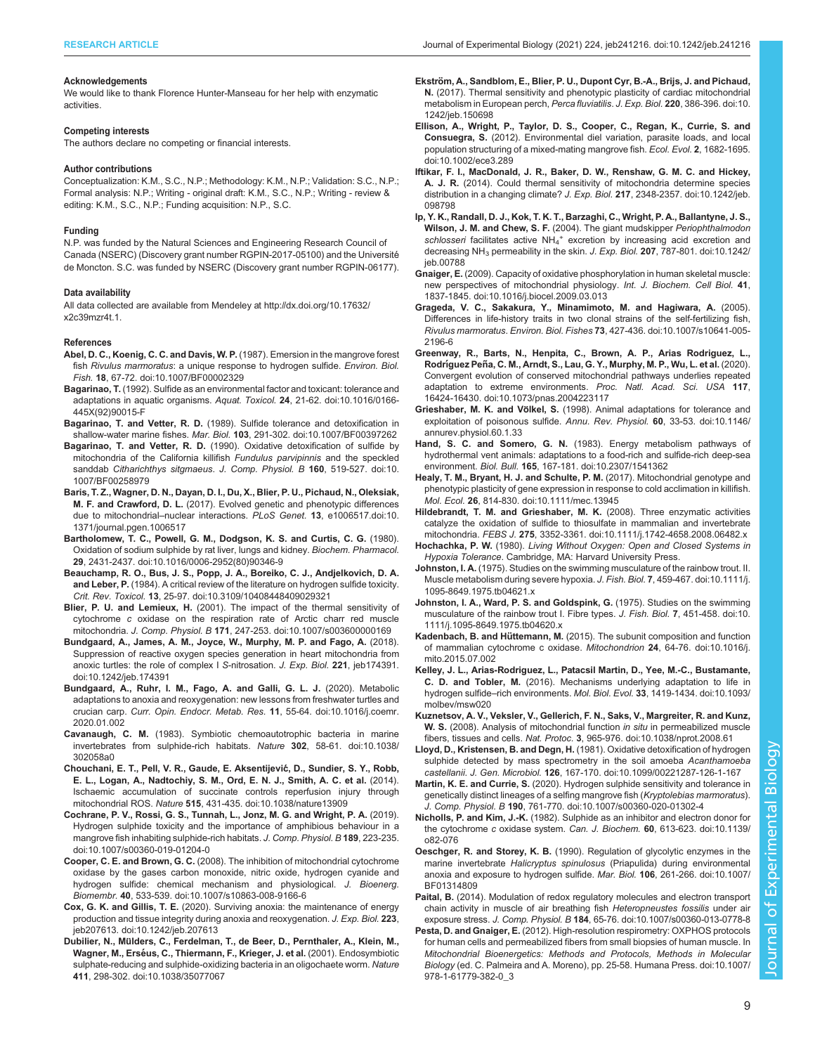### Acknowledgements

We would like to thank Florence Hunter-Manseau for her help with enzymatic activities.

### Competing interests

The authors declare no competing or financial interests.

### Author contributions

Conceptualization: K.M., S.C., N.P.; Methodology: K.M., N.P.; Validation: S.C., N.P.; Formal analysis: N.P.; Writing - original draft: K.M., S.C., N.P.; Writing - review & editing: K.M., S.C., N.P.; Funding acquisition: N.P., S.C.

### Funding

N.P. was funded by the Natural Sciences and Engineering Research Council of Canada (NSERC) (Discovery grant number RGPIN-2017-05100) and the Université de Moncton. S.C. was funded by NSERC (Discovery grant number RGPIN-06177).

### Data availability

All data collected are available from Mendeley at http://dx.doi.org/10.17632/x2c39mzr4t.1.

### References

**Abel, D. C., Koenig, C. C. and Davis, W. P.** (1987). Emersion in the mangrove forest fish *Rivulus marmoratus*: a unique response to hydrogen sulfide. *Environ. Biol. Fish.* **18**, 67-72. doi:10.1007/BF00002329

**Bagarinao, T.** (1992). Sulfide as an environmental factor and toxicant: tolerance and adaptations in aquatic organisms. *Aquat. Toxicol.* **24**, 21-62. doi:10.1016/0166-445X(92)90015-F

**Bagarinao, T. and Vetter, R. D.** (1989). Sulfide tolerance and detoxification in shallow-water marine fishes. *Mar. Biol.* **103**, 291-302. doi:10.1007/BF00397262

**Bagarinao, T. and Vetter, R. D.** (1990). Oxidative detoxification of sulfide by mitochondria of the California killifish *Fundulus parvipinnis* and the speckled sanddab *Citharichthys sitgmaeus*. *J. Comp. Physiol. B* **160**, 519-527. doi:10.1007/BF00258979

**Baris, T. Z., Wagner, D. N., Dayan, D. I., Du, X., Blier, P. U., Pichaud, N., Oleksiak, M. F. and Crawford, D. L.** (2017). Evolved genetic and phenotypic differences due to mitochondrial–nuclear interactions. *PLoS Genet.* **13**, e1006517.doi:10.1371/journal.pgen.1006517

**Bartholomew, T. C., Powell, G. M., Dodgson, K. S. and Curtis, C. G.** (1980). Oxidation of sodium sulphide by rat liver, lungs and kidney. *Biochem. Pharmacol.* **29**, 2431-2437. doi:10.1016/0006-2952(80)90346-9

**Beauchamp, R. O., Bus, J. S., Popp, J. A., Boreiko, C. J., Andjelkovich, D. A. and Leber, P.** (1984). A critical review of the literature on hydrogen sulfide toxicity. *Crit. Rev. Toxicol.* **13**, 25-97. doi:10.3109/10408448409029321

**Blier, P. U. and Lemieux, H.** (2001). The impact of the thermal sensitivity of cytochrome *c* oxidase on the respiration rate of Arctic charr red muscle mitochondria. *J. Comp. Physiol. B* **171**, 247-253. doi:10.1007/s003600000169

**Bundgaard, A., James, A. M., Joyce, W., Murphy, M. P. and Fago, A.** (2018). Suppression of reactive oxygen species generation in heart mitochondria from anoxic turtles: the role of complex I *S*-nitrosation. *J. Exp. Biol.* **221**, jeb174391. doi:10.1242/jeb.174391

**Bundgaard, A., Ruhr, I. M., Fago, A. and Galli, G. L. J.** (2020). Metabolic adaptations to anoxia and reoxygenation: new lessons from freshwater turtles and crucian carp. *Curr. Opin. Endocr. Metab. Res.* **11**, 55-64. doi:10.1016/j.coemr.2020.01.002

**Cavanaugh, C. M.** (1983). Symbiotic chemoautotrophic bacteria in marine invertebrates from sulphide-rich habitats. *Nature* **302**, 58-61. doi:10.1038/302058a0

**Chouchani, E. T., Pell, V. R., Gaude, E. Aksentijević, D., Sundier, S. Y., Robb, E. L., Logan, A., Nadtochiy, S. M., Ord, E. N. J., Smith, A. C. et al.** (2014). Ischaemic accumulation of succinate controls reperfusion injury through mitochondrial ROS. *Nature* **515**, 431-435. doi:10.1038/nature13909

**Cochrane, P. V., Rossi, G. S., Tunnah, L., Jonz, M. G. and Wright, P. A.** (2019). Hydrogen sulphide toxicity and the importance of amphibious behaviour in a mangrove fish inhabiting sulphide-rich habitats. *J. Comp. Physiol. B* **189**, 223-235. doi:10.1007/s00360-019-01204-0

**Cooper, C. E. and Brown, G. C.** (2008). The inhibition of mitochondrial cytochrome oxidase by the gases carbon monoxide, nitric oxide, hydrogen cyanide and hydrogen sulfide: chemical mechanism and physiological. *J. Bioenerg. Biomembr.* **40**, 533-539. doi:10.1007/s10863-008-9166-6

**Cox, G. K. and Gillis, T. E.** (2020). Surviving anoxia: the maintenance of energy production and tissue integrity during anoxia and reoxygenation. *J. Exp. Biol.* **223**, jeb207613. doi:10.1242/jeb.207613

**Dubilier, N., Mülders, C., Ferdelman, T., de Beer, D., Pernthaler, A., Klein, M., Wagner, M., Erséus, C., Thiermann, F., Krieger, J. et al.** (2001). Endosymbiotic sulphate-reducing and sulphide-oxidizing bacteria in an oligochaete worm. *Nature* **411**, 298-302. doi:10.1038/35077067

**Ekström, A., Sandblom, E., Blier, P. U., Dupont Cyr, B.-A., Brijs, J. and Pichaud, N.** (2017). Thermal sensitivity and phenotypic plasticity of cardiac mitochondrial metabolism in European perch, *Perca fluviatilis*. *J. Exp. Biol.* **220**, 386-396. doi:10.1242/jeb.150698

**Ellison, A., Wright, P., Taylor, D. S., Cooper, C., Regan, K., Currie, S. and Consuegra, S.** (2012). Environmental diel variation, parasite loads, and local population structuring of a mixed-mating mangrove fish. *Ecol. Evol.* **2**, 1682-1695. doi:10.1002/ece3.289

**Iftikar, F. I., MacDonald, J. R., Baker, D. W., Renshaw, G. M. C. and Hickey, A. J. R.** (2014). Could thermal sensitivity of mitochondria determine species distribution in a changing climate? *J. Exp. Biol.* **217**, 2348-2357. doi:10.1242/jeb.098798

**Ip, Y. K., Randall, D. J., Kok, T. K. T., Barzaghi, C., Wright, P. A., Ballantyne, J. S., Wilson, J. M. and Chew, S. F.** (2004). The giant mudskipper *Periophthalmodon schlosseri* facilitates active $NH_4^+$ excretion by increasing acid excretion and decreasing $NH_3$ permeability in the skin. *J. Exp. Biol.* **207**, 787-801. doi:10.1242/jeb.00788

**Gnaiger, E.** (2009). Capacity of oxidative phosphorylation in human skeletal muscle: new perspectives of mitochondrial physiology. *Int. J. Biochem. Cell Biol.* **41**, 1837-1845. doi:10.1016/j.biocel.2009.03.013

**Grageda, V. C., Sakakura, Y., Minamimoto, M. and Hagiwara, A.** (2005). Differences in life-history traits in two clonal strains of the self-fertilizing fish, *Rivulus marmoratus*. *Environ. Biol. Fishes* **73**, 427-436. doi:10.1007/s10641-005-2196-6

**Greenway, R., Barts, N., Henpita, C., Brown, A. P., Arias Rodriguez, L., Rodríguez Peña, C. M., Arndt, S., Lau, G. Y., Murphy, M. P., Wu, L. et al.** (2020). Convergent evolution of conserved mitochondrial pathways underlies repeated adaptation to extreme environments. *Proc. Natl. Acad. Sci. USA* **117**, 16424-16430. doi:10.1073/pnas.2004223117

**Grieshaber, M. K. and Völkel, S.** (1998). Animal adaptations for tolerance and exploitation of poisonous sulfide. *Annu. Rev. Physiol.* **60**, 33-53. doi:10.1146/annurev.physiol.60.1.33

**Hand, S. C. and Somero, G. N.** (1983). Energy metabolism pathways of hydrothermal vent animals: adaptations to a food-rich and sulfide-rich deep-sea environment. *Biol. Bull.* **165**, 167-181. doi:10.2307/1541362

**Healy, T. M., Bryant, H. J. and Schulte, P. M.** (2017). Mitochondrial genotype and phenotypic plasticity of gene expression in response to cold acclimation in killifish. *Mol. Ecol.* **26**, 814-830. doi:10.1111/mec.13945

**Hildebrandt, T. M. and Grieshaber, M. K.** (2008). Three enzymatic activities catalyze the oxidation of sulfide to thiosulfate in mammalian and invertebrate mitochondria. *FEBS J.* **275**, 3352-3361. doi:10.1111/j.1742-4658.2008.06482.x

**Hochachka, P. W.** (1980). *Living Without Oxygen: Open and Closed Systems in Hypoxia Tolerance*. Cambridge, MA: Harvard University Press.

**Johnston, I. A.** (1975). Studies on the swimming musculature of the rainbow trout. II. Muscle metabolism during severe hypoxia. *J. Fish. Biol.* **7**, 459-467. doi:10.1111/j.1095-8649.1975.tb04621.x

**Johnston, I. A., Ward, P. S. and Goldspink, G.** (1975). Studies on the swimming musculature of the rainbow trout I. Fibre types. *J. Fish. Biol.* **7**, 451-458. doi:10.1111/j.1095-8649.1975.tb04620.x

**Kadenbach, B. and Hüttemann, M.** (2015). The subunit composition and function of mammalian cytochrome c oxidase. *Mitochondrion* **24**, 64-76. doi:10.1016/j.mito.2015.07.002

**Kelley, J. L., Arias-Rodriguez, L., Patacsil Martin, D., Yee, M.-C., Bustamante, C. D. and Tobler, M.** (2016). Mechanisms underlying adaptation to life in hydrogen sulfide–rich environments. *Mol. Biol. Evol.* **33**, 1419-1434. doi:10.1093/molbev/msw020

**Kuznetsov, A. V., Veksler, V., Gellerich, F. N., Saks, V., Margreiter, R. and Kunz, W. S.** (2008). Analysis of mitochondrial function *in situ* in permeabilized muscle fibers, tissues and cells. *Nat. Protoc.* **3**, 965-976. doi:10.1038/nprot.2008.61

**Lloyd, D., Kristensen, B. and Degn, H.** (1981). Oxidative detoxification of hydrogen sulphide detected by mass spectrometry in the soil amoeba *Acanthamoeba castellanii*. *J. Gen. Microbiol.* **126**, 167-170. doi:10.1099/00221287-126-1-167

**Martin, K. E. and Currie, S.** (2020). Hydrogen sulphide sensitivity and tolerance in genetically distinct lineages of a selfing mangrove fish (*Kryptolebias marmoratus*). *J. Comp. Physiol. B* **190**, 761-770. doi:10.1007/s00360-020-01302-4

**Nicholls, P. and Kim, J.-K.** (1982). Sulphide as an inhibitor and electron donor for the cytochrome *c* oxidase system. *Can. J. Biochem.* **60**, 613-623. doi:10.1139/o82-076

**Oeschger, R. and Storey, K. B.** (1990). Regulation of glycolytic enzymes in the marine invertebrate *Halicryptus spinulosus* (Priapulida) during environmental anoxia and exposure to hydrogen sulfide. *Mar. Biol.* **106**, 261-266. doi:10.1007/BF01314809

**Paital, B.** (2014). Modulation of redox regulatory molecules and electron transport chain activity in muscle of air breathing fish *Heteropneustes fossilis* under air exposure stress. *J. Comp. Physiol. B* **184**, 65-76. doi:10.1007/s00360-013-0778-8

**Pesta, D. and Gnaiger, E.** (2012). High-resolution respirometry: OXPHOS protocols for human cells and permeabilized fibers from small biopsies of human muscle. In *Mitochondrial Bioenergetics: Methods and Protocols, Methods in Molecular Biology* (ed. C. Palmeira and A. Moreno), pp. 25-58. Humana Press. doi:10.1007/978-1-61779-382-0_3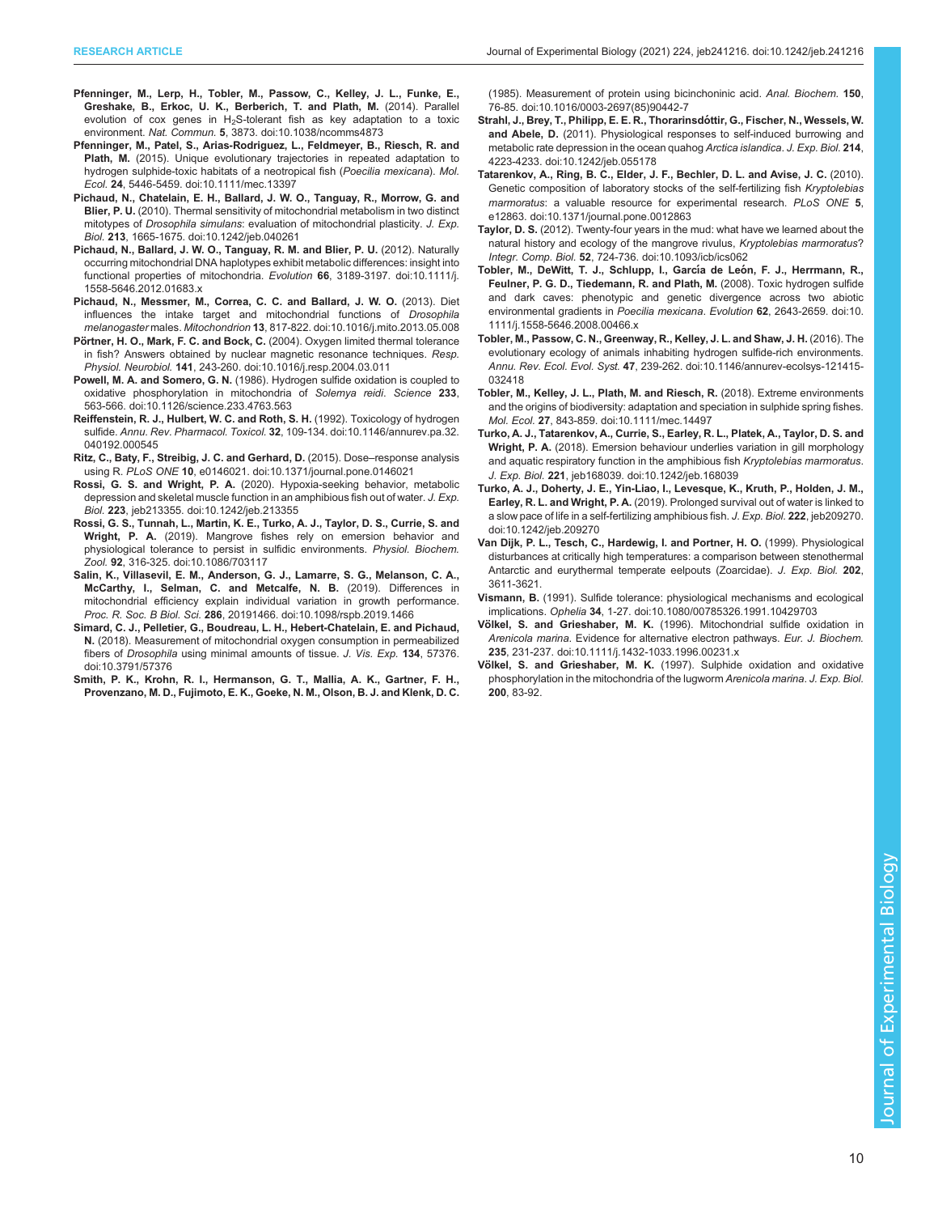**Pfenninger, M., Lerp, H., Tobler, M., Passow, C., Kelley, J. L., Funke, E., Greshake, B., Erkoc, U. K., Berberich, T. and Plath, M.** (2014). Parallel evolution of cox genes in $H_2S$-tolerant fish as key adaptation to a toxic environment. *Nat. Commun.* **5**, 3873. doi:10.1038/ncomms4873

**Pfenninger, M., Patel, S., Arias-Rodriguez, L., Feldmeyer, B., Riesch, R. and Plath, M.** (2015). Unique evolutionary trajectories in repeated adaptation to hydrogen sulphide-toxic habitats of a neotropical fish (*Poecilia mexicana*). *Mol. Ecol.* **24**, 5446-5459. doi:10.1111/mec.13397

**Pichaud, N., Chatelain, E. H., Ballard, J. W. O., Tanguay, R., Morrow, G. and Blier, P. U.** (2010). Thermal sensitivity of mitochondrial metabolism in two distinct mitotypes of *Drosophila simulans*: evaluation of mitochondrial plasticity. *J. Exp. Biol.* **213**, 1665-1675. doi:10.1242/jeb.040261

**Pichaud, N., Ballard, J. W. O., Tanguay, R. M. and Blier, P. U.** (2012). Naturally occurring mitochondrial DNA haplotypes exhibit metabolic differences: insight into functional properties of mitochondria. *Evolution* **66**, 3189-3197. doi:10.1111/j.1558-5646.2012.01683.x

**Pichaud, N., Messmer, M., Correa, C. C. and Ballard, J. W. O.** (2013). Diet influences the intake target and mitochondrial functions of *Drosophila melanogaster* males. *Mitochondrion* **13**, 817-822. doi:10.1016/j.mito.2013.05.008

**Pörtner, H. O., Mark, F. C. and Bock, C.** (2004). Oxygen limited thermal tolerance in fish? Answers obtained by nuclear magnetic resonance techniques. *Resp. Physiol. Neurobiol.* **141**, 243-260. doi:10.1016/j.resp.2004.03.011

**Powell, M. A. and Somero, G. N.** (1986). Hydrogen sulfide oxidation is coupled to oxidative phosphorylation in mitochondria of *Solemya reidi*. *Science* **233**, 563-566. doi:10.1126/science.233.4763.563

**Reiffenstein, R. J., Hulbert, W. C. and Roth, S. H.** (1992). Toxicology of hydrogen sulfide. *Annu. Rev. Pharmacol. Toxicol.* **32**, 109-134. doi:10.1146/annurev.pa.32.040192.000545

**Ritz, C., Baty, F., Streibig, J. C. and Gerhard, D.** (2015). Dose–response analysis using R. *PLoS ONE* **10**, e0146021. doi:10.1371/journal.pone.0146021

**Rossi, G. S. and Wright, P. A.** (2020). Hypoxia-seeking behavior, metabolic depression and skeletal muscle function in an amphibious fish out of water. *J. Exp. Biol.* **223**, jeb213355. doi:10.1242/jeb.213355

**Rossi, G. S., Tunnah, L., Martin, K. E., Turko, A. J., Taylor, D. S., Currie, S. and Wright, P. A.** (2019). Mangrove fishes rely on emersion behavior and physiological tolerance to persist in sulfidic environments. *Physiol. Biochem. Zool.* **92**, 316-325. doi:10.1086/703117

**Salin, K., Villasevil, E. M., Anderson, G. J., Lamarre, S. G., Melanson, C. A., McCarthy, I., Selman, C. and Metcalfe, N. B.** (2019). Differences in mitochondrial efficiency explain individual variation in growth performance. *Proc. R. Soc. B Biol. Sci.* **286**, 20191466. doi:10.1098/rspb.2019.1466

**Simard, C. J., Pelletier, G., Boudreau, L. H., Hebert-Chatelain, E. and Pichaud, N.** (2018). Measurement of mitochondrial oxygen consumption in permeabilized fibers of *Drosophila* using minimal amounts of tissue. *J. Vis. Exp.* **134**, 57376. doi:10.3791/57376

**Smith, P. K., Krohn, R. I., Hermanson, G. T., Mallia, A. K., Gartner, F. H., Provenzano, M. D., Fujimoto, E. K., Goeke, N. M., Olson, B. J. and Klenk, D. C.** (1985). Measurement of protein using bicinchoninic acid. *Anal. Biochem.* **150**, 76-85. doi:10.1016/0003-2697(85)90442-7

**Strahl, J., Brey, T., Philipp, E. E. R., Thorarinsdóttir, G., Fischer, N., Wessels, W. and Abele, D.** (2011). Physiological responses to self-induced burrowing and metabolic rate depression in the ocean quahog *Arctica islandica*. *J. Exp. Biol.* **214**, 4223-4233. doi:10.1242/jeb.055178

**Tatarenkov, A., Ring, B. C., Elder, J. F., Bechler, D. L. and Avise, J. C.** (2010). Genetic composition of laboratory stocks of the self-fertilizing fish *Kryptolebias marmoratus*: a valuable resource for experimental research. *PLoS ONE* **5**, e12863. doi:10.1371/journal.pone.0012863

**Taylor, D. S.** (2012). Twenty-four years in the mud: what have we learned about the natural history and ecology of the mangrove rivulus, *Kryptolebias marmoratus*? *Integr. Comp. Biol.* **52**, 724-736. doi:10.1093/icb/ics062

**Tobler, M., DeWitt, T. J., Schlupp, I., García de León, F. J., Herrmann, R., Feulner, P. G. D., Tiedemann, R. and Plath, M.** (2008). Toxic hydrogen sulfide and dark caves: phenotypic and genetic divergence across two abiotic environmental gradients in *Poecilia mexicana*. *Evolution* **62**, 2643-2659. doi:10.1111/j.1558-5646.2008.00466.x

**Tobler, M., Passow, C. N., Greenway, R., Kelley, J. L. and Shaw, J. H.** (2016). The evolutionary ecology of animals inhabiting hydrogen sulfide-rich environments. *Annu. Rev. Ecol. Evol. Syst.* **47**, 239-262. doi:10.1146/annurev-ecolsys-121415-032418

**Tobler, M., Kelley, J. L., Plath, M. and Riesch, R.** (2018). Extreme environments and the origins of biodiversity: adaptation and speciation in sulphide spring fishes. *Mol. Ecol.* **27**, 843-859. doi:10.1111/mec.14497

**Turko, A. J., Tatarenkov, A., Currie, S., Earley, R. L., Platek, A., Taylor, D. S. and Wright, P. A.** (2018). Emersion behaviour underlies variation in gill morphology and aquatic respiratory function in the amphibious fish *Kryptolebias marmoratus*. *J. Exp. Biol.* **221**, jeb168039. doi:10.1242/jeb.168039

**Turko, A. J., Doherty, J. E., Yin-Liao, I., Levesque, K., Kruth, P., Holden, J. M., Earley, R. L. and Wright, P. A.** (2019). Prolonged survival out of water is linked to a slow pace of life in a self-fertilizing amphibious fish. *J. Exp. Biol.* **222**, jeb209270. doi:10.1242/jeb.209270

**Van Dijk, P. L., Tesch, C., Hardewig, I. and Portner, H. O.** (1999). Physiological disturbances at critically high temperatures: a comparison between stenothermal Antarctic and eurythermal temperate eelpouts (Zoarcidae). *J. Exp. Biol.* **202**, 3611-3621.

**Vismann, B.** (1991). Sulfide tolerance: physiological mechanisms and ecological implications. *Ophelia* **34**, 1-27. doi:10.1080/00785326.1991.10429703

**Völkel, S. and Grieshaber, M. K.** (1996). Mitochondrial sulfide oxidation in *Arenicola marina*. Evidence for alternative electron pathways. *Eur. J. Biochem.* **235**, 231-237. doi:10.1111/j.1432-1033.1996.00231.x

**Völkel, S. and Grieshaber, M. K.** (1997). Sulphide oxidation and oxidative phosphorylation in the mitochondria of the lugworm *Arenicola marina*. *J. Exp. Biol.* **200**, 83-92.